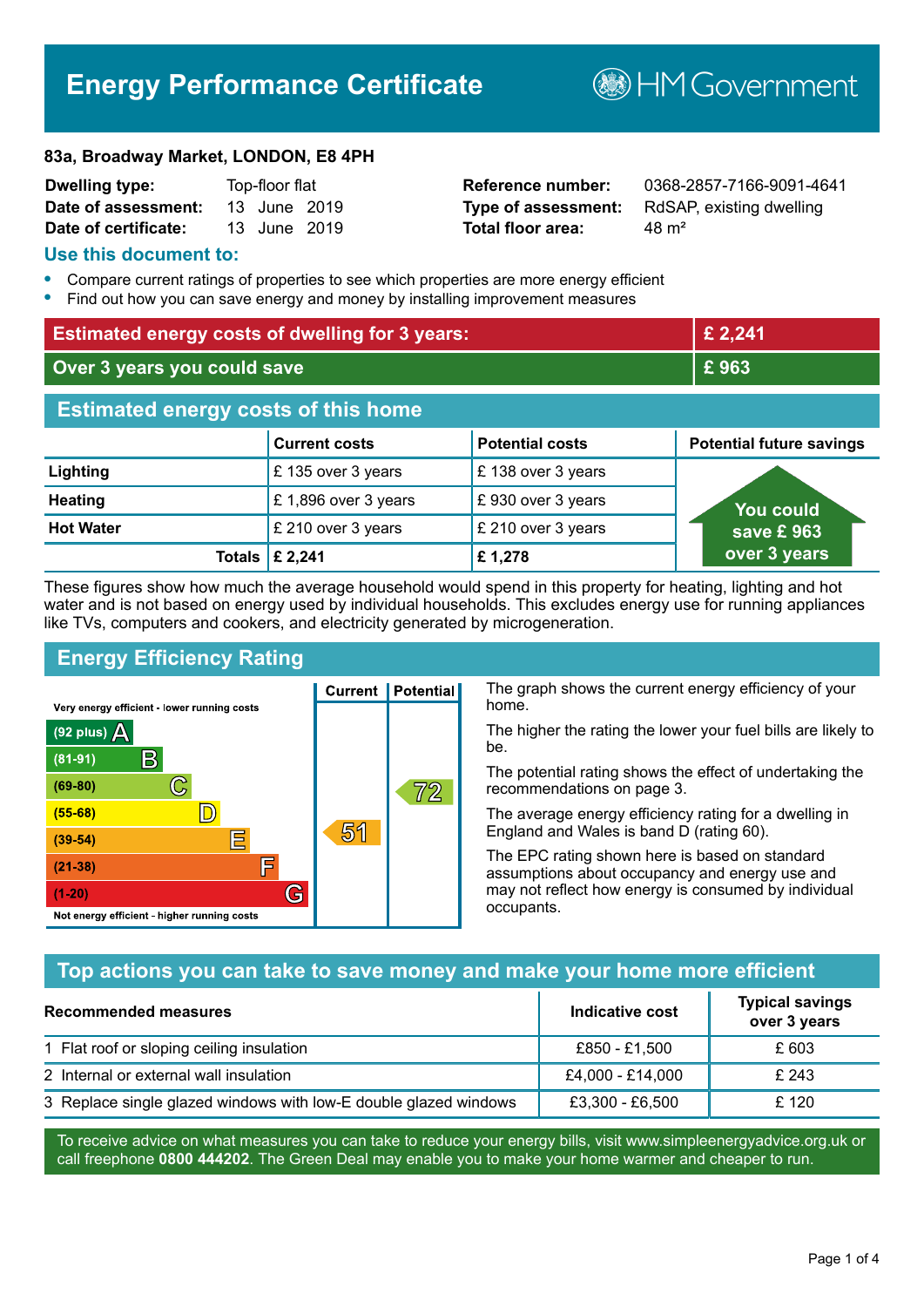# Energy Performance Certificate

HM Government

**83a, Broadway Market, LONDON, E8 4PH**

| | | | |
|---|---|---|---|
| **Dwelling type:** | Top-floor flat | **Reference number:** | 0368-2857-7166-9091-4641 |
| **Date of assessment:** | 13 June 2019 | **Type of assessment:** | RdSAP, existing dwelling |
| **Date of certificate:** | 13 June 2019 | **Total floor area:** | 48 m² |

## Use this document to:

- Compare current ratings of properties to see which properties are more energy efficient
- Find out how you can save energy and money by installing improvement measures

| | |
|---|---|
| **Estimated energy costs of dwelling for 3 years:** | **£ 2,241** |
| **Over 3 years you could save** | **£ 963** |

## Estimated energy costs of this home

| | Current costs | Potential costs | Potential future savings |
|---|---|---|---|
| **Lighting** | £ 135 over 3 years | £ 138 over 3 years | You could save £ 963 over 3 years |
| **Heating** | £ 1,896 over 3 years | £ 930 over 3 years | |
| **Hot Water** | £ 210 over 3 years | £ 210 over 3 years | |
| **Totals** | **£ 2,241** | **£ 1,278** | |

These figures show how much the average household would spend in this property for heating, lighting and hot water and is not based on energy used by individual households. This excludes energy use for running appliances like TVs, computers and cookers, and electricity generated by microgeneration.

## Energy Efficiency Rating

| Rating band | Current | Potential |
|---|---|---|
| Very energy efficient - lower running costs | | |
| (92 plus) A | | |
| (81-91) B | | |
| (69-80) C | | 72 |
| (55-68) D | | |
| (39-54) E | 51 | |
| (21-38) F | | |
| (1-20) G | | |
| Not energy efficient - higher running costs | | |

The graph shows the current energy efficiency of your home.

The higher the rating the lower your fuel bills are likely to be.

The potential rating shows the effect of undertaking the recommendations on page 3.

The average energy efficiency rating for a dwelling in England and Wales is band D (rating 60).

The EPC rating shown here is based on standard assumptions about occupancy and energy use and may not reflect how energy is consumed by individual occupants.

## Top actions you can take to save money and make your home more efficient

| Recommended measures | Indicative cost | Typical savings over 3 years |
|---|---|---|
| 1 Flat roof or sloping ceiling insulation | £850 - £1,500 | £ 603 |
| 2 Internal or external wall insulation | £4,000 - £14,000 | £ 243 |
| 3 Replace single glazed windows with low-E double glazed windows | £3,300 - £6,500 | £ 120 |

To receive advice on what measures you can take to reduce your energy bills, visit www.simpleenergyadvice.org.uk or call freephone **0800 444202**. The Green Deal may enable you to make your home warmer and cheaper to run.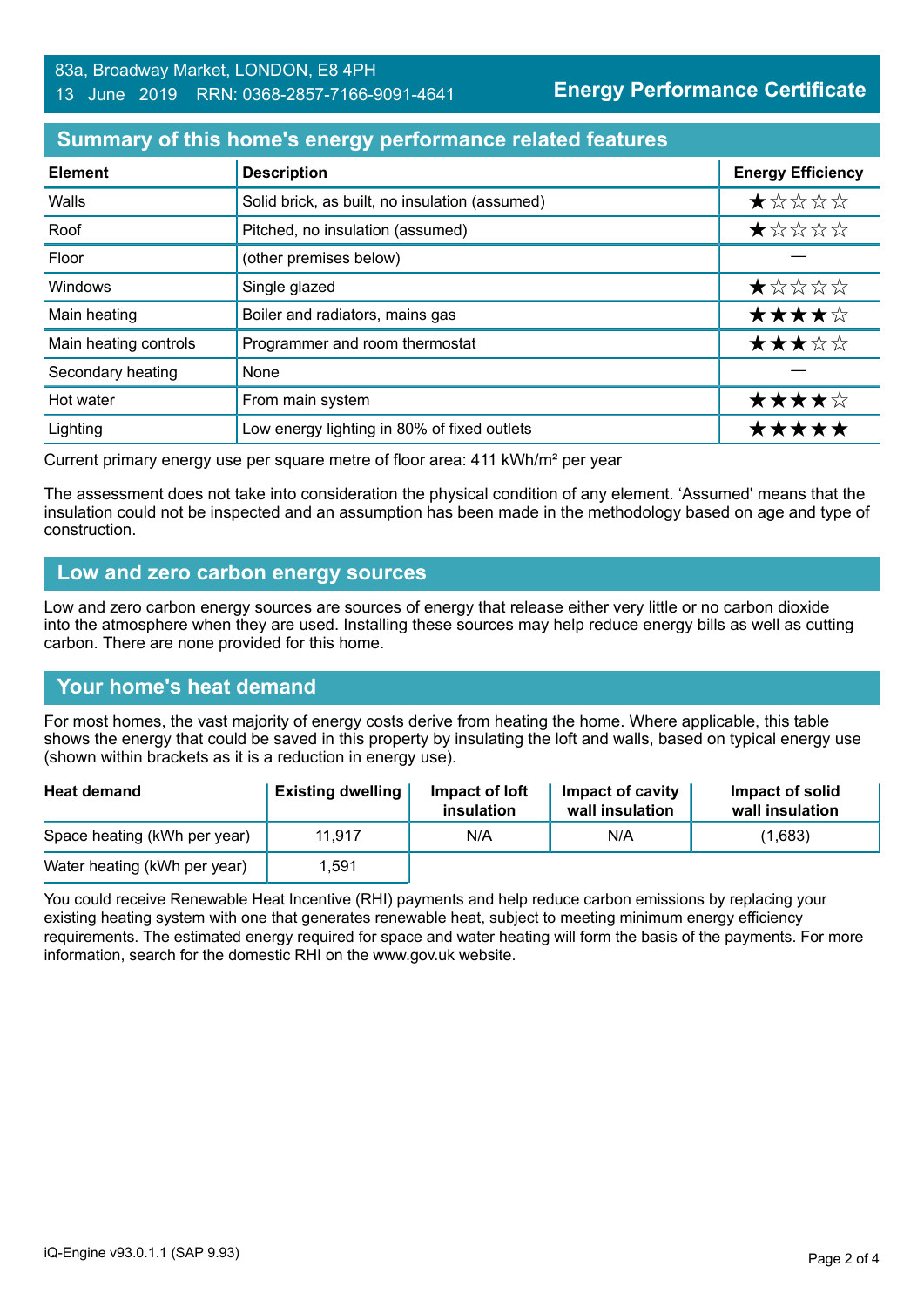83a, Broadway Market, LONDON, E8 4PH
13 June 2019 RRN: 0368-2857-7166-9091-4641

**Energy Performance Certificate**

## Summary of this home's energy performance related features

| Element | Description | Energy Efficiency |
|---|---|---|
| Walls | Solid brick, as built, no insulation (assumed) | ★☆☆☆☆ |
| Roof | Pitched, no insulation (assumed) | ★☆☆☆☆ |
| Floor | (other premises below) | — |
| Windows | Single glazed | ★☆☆☆☆ |
| Main heating | Boiler and radiators, mains gas | ★★★★☆ |
| Main heating controls | Programmer and room thermostat | ★★★☆☆ |
| Secondary heating | None | — |
| Hot water | From main system | ★★★★☆ |
| Lighting | Low energy lighting in 80% of fixed outlets | ★★★★★ |

Current primary energy use per square metre of floor area: 411 kWh/m² per year

The assessment does not take into consideration the physical condition of any element. 'Assumed' means that the insulation could not be inspected and an assumption has been made in the methodology based on age and type of construction.

## Low and zero carbon energy sources

Low and zero carbon energy sources are sources of energy that release either very little or no carbon dioxide into the atmosphere when they are used. Installing these sources may help reduce energy bills as well as cutting carbon. There are none provided for this home.

## Your home's heat demand

For most homes, the vast majority of energy costs derive from heating the home. Where applicable, this table shows the energy that could be saved in this property by insulating the loft and walls, based on typical energy use (shown within brackets as it is a reduction in energy use).

| Heat demand | Existing dwelling | Impact of loft insulation | Impact of cavity wall insulation | Impact of solid wall insulation |
|---|---|---|---|---|
| Space heating (kWh per year) | 11,917 | N/A | N/A | (1,683) |
| Water heating (kWh per year) | 1,591 | | | |

You could receive Renewable Heat Incentive (RHI) payments and help reduce carbon emissions by replacing your existing heating system with one that generates renewable heat, subject to meeting minimum energy efficiency requirements. The estimated energy required for space and water heating will form the basis of the payments. For more information, search for the domestic RHI on the www.gov.uk website.

iQ-Engine v93.0.1.1 (SAP 9.93)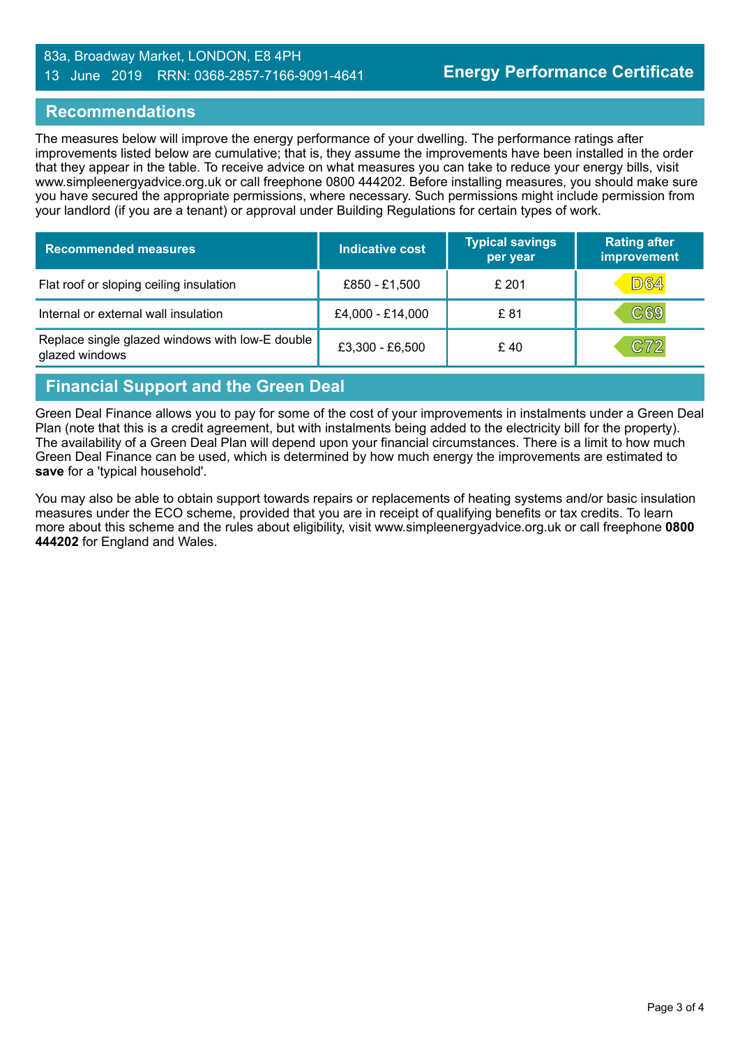## Recommendations

The measures below will improve the energy performance of your dwelling. The performance ratings after improvements listed below are cumulative; that is, they assume the improvements have been installed in the order that they appear in the table. To receive advice on what measures you can take to reduce your energy bills, visit www.simpleenergyadvice.org.uk or call freephone 0800 444202. Before installing measures, you should make sure you have secured the appropriate permissions, where necessary. Such permissions might include permission from your landlord (if you are a tenant) or approval under Building Regulations for certain types of work.

| Recommended measures | Indicative cost | Typical savings per year | Rating after improvement |
| --- | --- | --- | --- |
| Flat roof or sloping ceiling insulation | £850 - £1,500 | £ 201 | D64 |
| Internal or external wall insulation | £4,000 - £14,000 | £ 81 | C69 |
| Replace single glazed windows with low-E double glazed windows | £3,300 - £6,500 | £ 40 | C72 |

## Financial Support and the Green Deal

Green Deal Finance allows you to pay for some of the cost of your improvements in instalments under a Green Deal Plan (note that this is a credit agreement, but with instalments being added to the electricity bill for the property). The availability of a Green Deal Plan will depend upon your financial circumstances. There is a limit to how much Green Deal Finance can be used, which is determined by how much energy the improvements are estimated to **save** for a 'typical household'.

You may also be able to obtain support towards repairs or replacements of heating systems and/or basic insulation measures under the ECO scheme, provided that you are in receipt of qualifying benefits or tax credits. To learn more about this scheme and the rules about eligibility, visit www.simpleenergyadvice.org.uk or call freephone **0800 444202** for England and Wales.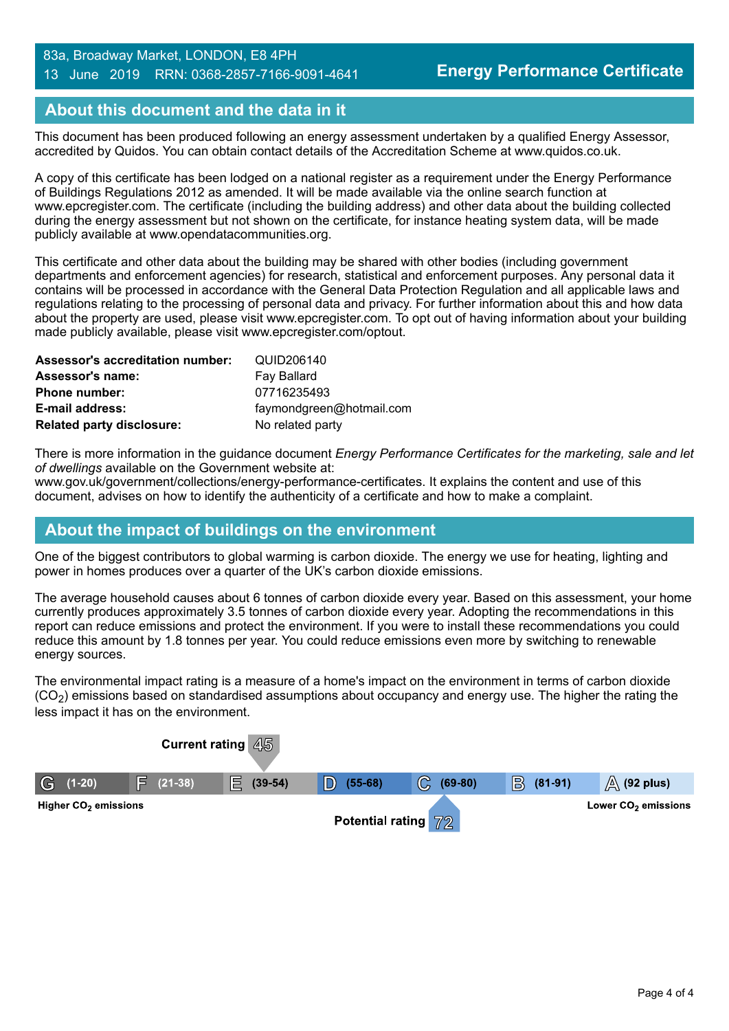83a, Broadway Market, LONDON, E8 4PH
13 June 2019 RRN: 0368-2857-7166-9091-4641

**Energy Performance Certificate**

## About this document and the data in it

This document has been produced following an energy assessment undertaken by a qualified Energy Assessor, accredited by Quidos. You can obtain contact details of the Accreditation Scheme at www.quidos.co.uk.

A copy of this certificate has been lodged on a national register as a requirement under the Energy Performance of Buildings Regulations 2012 as amended. It will be made available via the online search function at www.epcregister.com. The certificate (including the building address) and other data about the building collected during the energy assessment but not shown on the certificate, for instance heating system data, will be made publicly available at www.opendatacommunities.org.

This certificate and other data about the building may be shared with other bodies (including government departments and enforcement agencies) for research, statistical and enforcement purposes. Any personal data it contains will be processed in accordance with the General Data Protection Regulation and all applicable laws and regulations relating to the processing of personal data and privacy. For further information about this and how data about the property are used, please visit www.epcregister.com. To opt out of having information about your building made publicly available, please visit www.epcregister.com/optout.

| | |
|---|---|
| **Assessor's accreditation number:** | QUID206140 |
| **Assessor's name:** | Fay Ballard |
| **Phone number:** | 07716235493 |
| **E-mail address:** | faymondgreen@hotmail.com |
| **Related party disclosure:** | No related party |

There is more information in the guidance document *Energy Performance Certificates for the marketing, sale and let of dwellings* available on the Government website at: www.gov.uk/government/collections/energy-performance-certificates. It explains the content and use of this document, advises on how to identify the authenticity of a certificate and how to make a complaint.

## About the impact of buildings on the environment

One of the biggest contributors to global warming is carbon dioxide. The energy we use for heating, lighting and power in homes produces over a quarter of the UK's carbon dioxide emissions.

The average household causes about 6 tonnes of carbon dioxide every year. Based on this assessment, your home currently produces approximately 3.5 tonnes of carbon dioxide every year. Adopting the recommendations in this report can reduce emissions and protect the environment. If you were to install these recommendations you could reduce this amount by 1.8 tonnes per year. You could reduce emissions even more by switching to renewable energy sources.

The environmental impact rating is a measure of a home's impact on the environment in terms of carbon dioxide ($CO_2$) emissions based on standardised assumptions about occupancy and energy use. The higher the rating the less impact it has on the environment.

Current rating 45

G (1-20) F (21-38) E (39-54) D (55-68) C (69-80) B (81-91) A (92 plus)

Higher $CO_2$ emissions

Lower $CO_2$ emissions

Potential rating 72